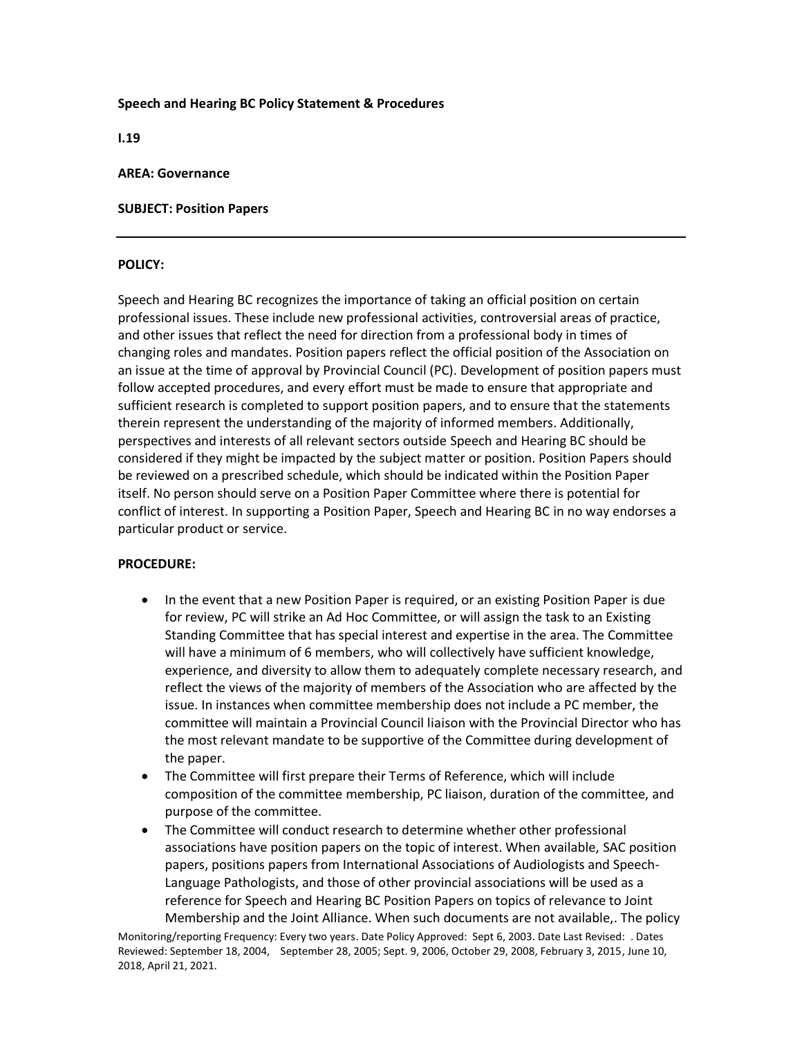**Speech and Hearing BC Policy Statement & Procedures**

**I.19**

**AREA: Governance**

**SUBJECT: Position Papers**

---

**POLICY:**

Speech and Hearing BC recognizes the importance of taking an official position on certain professional issues. These include new professional activities, controversial areas of practice, and other issues that reflect the need for direction from a professional body in times of changing roles and mandates. Position papers reflect the official position of the Association on an issue at the time of approval by Provincial Council (PC). Development of position papers must follow accepted procedures, and every effort must be made to ensure that appropriate and sufficient research is completed to support position papers, and to ensure that the statements therein represent the understanding of the majority of informed members. Additionally, perspectives and interests of all relevant sectors outside Speech and Hearing BC should be considered if they might be impacted by the subject matter or position. Position Papers should be reviewed on a prescribed schedule, which should be indicated within the Position Paper itself. No person should serve on a Position Paper Committee where there is potential for conflict of interest. In supporting a Position Paper, Speech and Hearing BC in no way endorses a particular product or service.

**PROCEDURE:**

- In the event that a new Position Paper is required, or an existing Position Paper is due for review, PC will strike an Ad Hoc Committee, or will assign the task to an Existing Standing Committee that has special interest and expertise in the area. The Committee will have a minimum of 6 members, who will collectively have sufficient knowledge, experience, and diversity to allow them to adequately complete necessary research, and reflect the views of the majority of members of the Association who are affected by the issue. In instances when committee membership does not include a PC member, the committee will maintain a Provincial Council liaison with the Provincial Director who has the most relevant mandate to be supportive of the Committee during development of the paper.
- The Committee will first prepare their Terms of Reference, which will include composition of the committee membership, PC liaison, duration of the committee, and purpose of the committee.
- The Committee will conduct research to determine whether other professional associations have position papers on the topic of interest. When available, SAC position papers, positions papers from International Associations of Audiologists and Speech-Language Pathologists, and those of other provincial associations will be used as a reference for Speech and Hearing BC Position Papers on topics of relevance to Joint Membership and the Joint Alliance. When such documents are not available,. The policy

Monitoring/reporting Frequency: Every two years. Date Policy Approved: Sept 6, 2003. Date Last Revised: . Dates Reviewed: September 18, 2004, September 28, 2005; Sept. 9, 2006, October 29, 2008, February 3, 2015, June 10, 2018, April 21, 2021.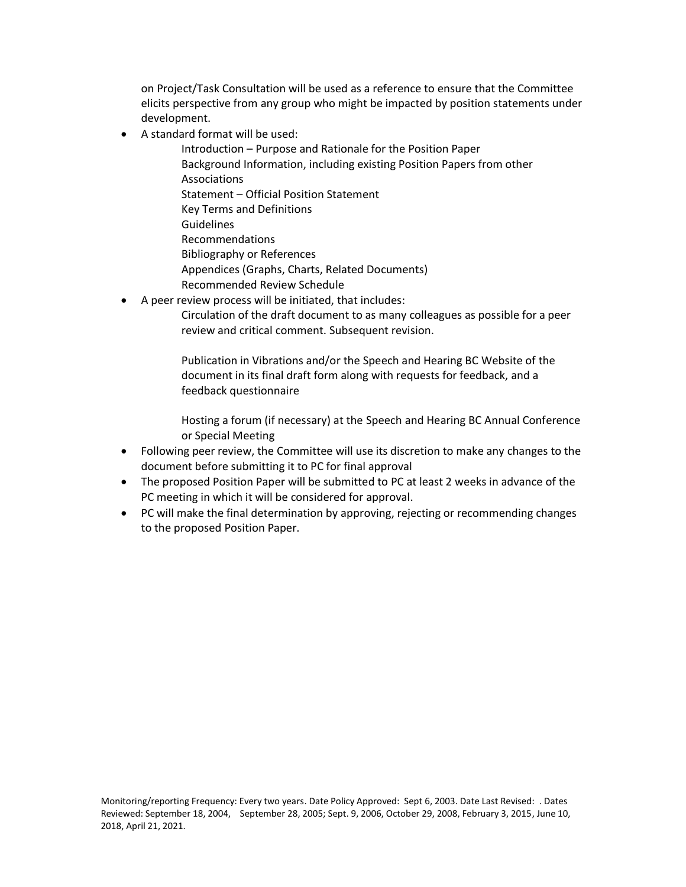on Project/Task Consultation will be used as a reference to ensure that the Committee elicits perspective from any group who might be impacted by position statements under development.

- A standard format will be used:
  - Introduction – Purpose and Rationale for the Position Paper
  - Background Information, including existing Position Papers from other Associations
  - Statement – Official Position Statement
  - Key Terms and Definitions
  - Guidelines
  - Recommendations
  - Bibliography or References
  - Appendices (Graphs, Charts, Related Documents)
  - Recommended Review Schedule
- A peer review process will be initiated, that includes:
  - Circulation of the draft document to as many colleagues as possible for a peer review and critical comment. Subsequent revision.
  - Publication in Vibrations and/or the Speech and Hearing BC Website of the document in its final draft form along with requests for feedback, and a feedback questionnaire
  - Hosting a forum (if necessary) at the Speech and Hearing BC Annual Conference or Special Meeting
- Following peer review, the Committee will use its discretion to make any changes to the document before submitting it to PC for final approval
- The proposed Position Paper will be submitted to PC at least 2 weeks in advance of the PC meeting in which it will be considered for approval.
- PC will make the final determination by approving, rejecting or recommending changes to the proposed Position Paper.

Monitoring/reporting Frequency: Every two years. Date Policy Approved: Sept 6, 2003. Date Last Revised: . Dates Reviewed: September 18, 2004, September 28, 2005; Sept. 9, 2006, October 29, 2008, February 3, 2015, June 10, 2018, April 21, 2021.